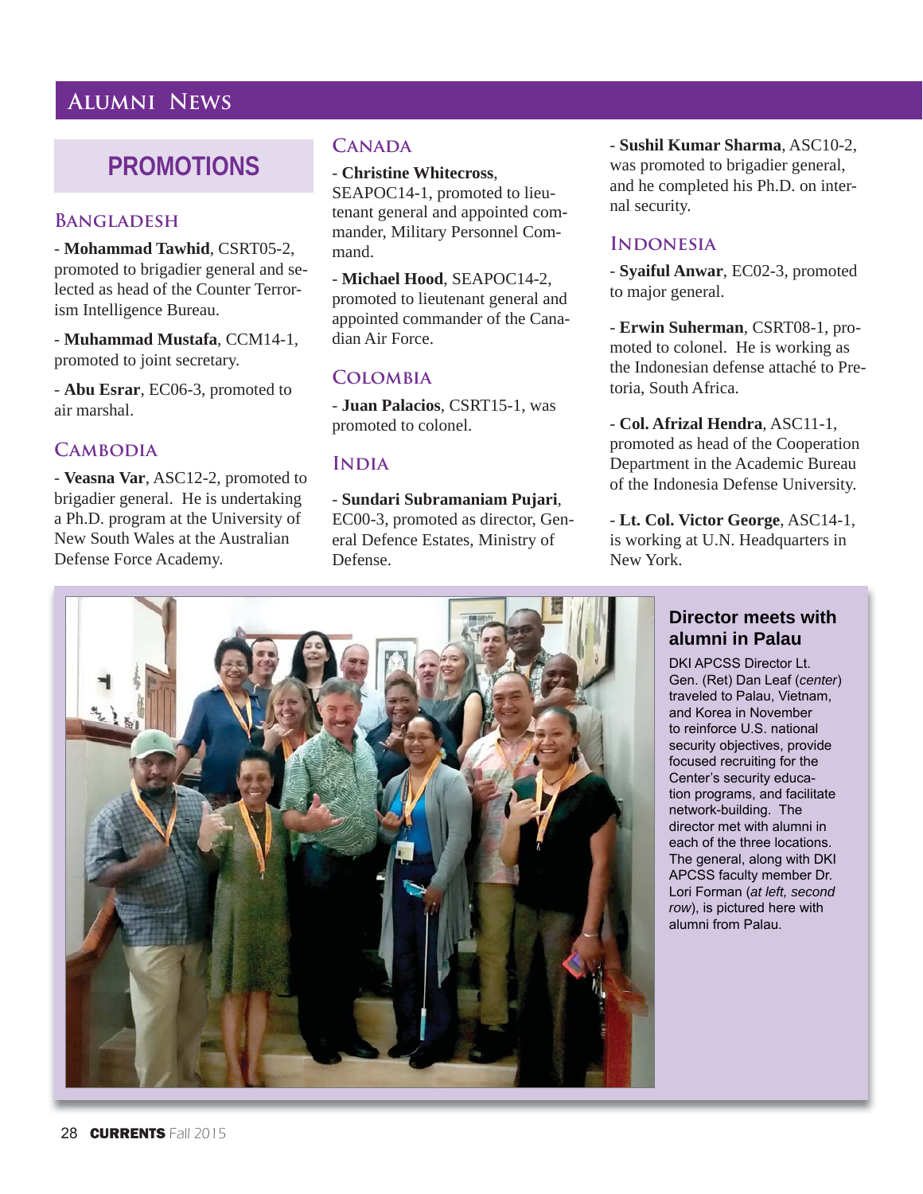# Alumni News

## PROMOTIONS

### Bangladesh

- **Mohammad Tawhid**, CSRT05-2, promoted to brigadier general and selected as head of the Counter Terrorism Intelligence Bureau.

- **Muhammad Mustafa**, CCM14-1, promoted to joint secretary.

- **Abu Esrar**, EC06-3, promoted to air marshal.

### Cambodia

- **Veasna Var**, ASC12-2, promoted to brigadier general. He is undertaking a Ph.D. program at the University of New South Wales at the Australian Defense Force Academy.

### Canada

- **Christine Whitecross**, SEAPOC14-1, promoted to lieutenant general and appointed commander, Military Personnel Command.

- **Michael Hood**, SEAPOC14-2, promoted to lieutenant general and appointed commander of the Canadian Air Force.

### Colombia

- **Juan Palacios**, CSRT15-1, was promoted to colonel.

### India

- **Sundari Subramaniam Pujari**, EC00-3, promoted as director, General Defence Estates, Ministry of Defense.

- **Sushil Kumar Sharma**, ASC10-2, was promoted to brigadier general, and he completed his Ph.D. on internal security.

### Indonesia

- **Syaiful Anwar**, EC02-3, promoted to major general.

- **Erwin Suherman**, CSRT08-1, promoted to colonel. He is working as the Indonesian defense attaché to Pretoria, South Africa.

- **Col. Afrizal Hendra**, ASC11-1, promoted as head of the Cooperation Department in the Academic Bureau of the Indonesia Defense University.

- **Lt. Col. Victor George**, ASC14-1, is working at U.N. Headquarters in New York.

### Director meets with alumni in Palau

DKI APCSS Director Lt. Gen. (Ret) Dan Leaf (*center*) traveled to Palau, Vietnam, and Korea in November to reinforce U.S. national security objectives, provide focused recruiting for the Center's security education programs, and facilitate network-building. The director met with alumni in each of the three locations. The general, along with DKI APCSS faculty member Dr. Lori Forman (*at left, second row*), is pictured here with alumni from Palau.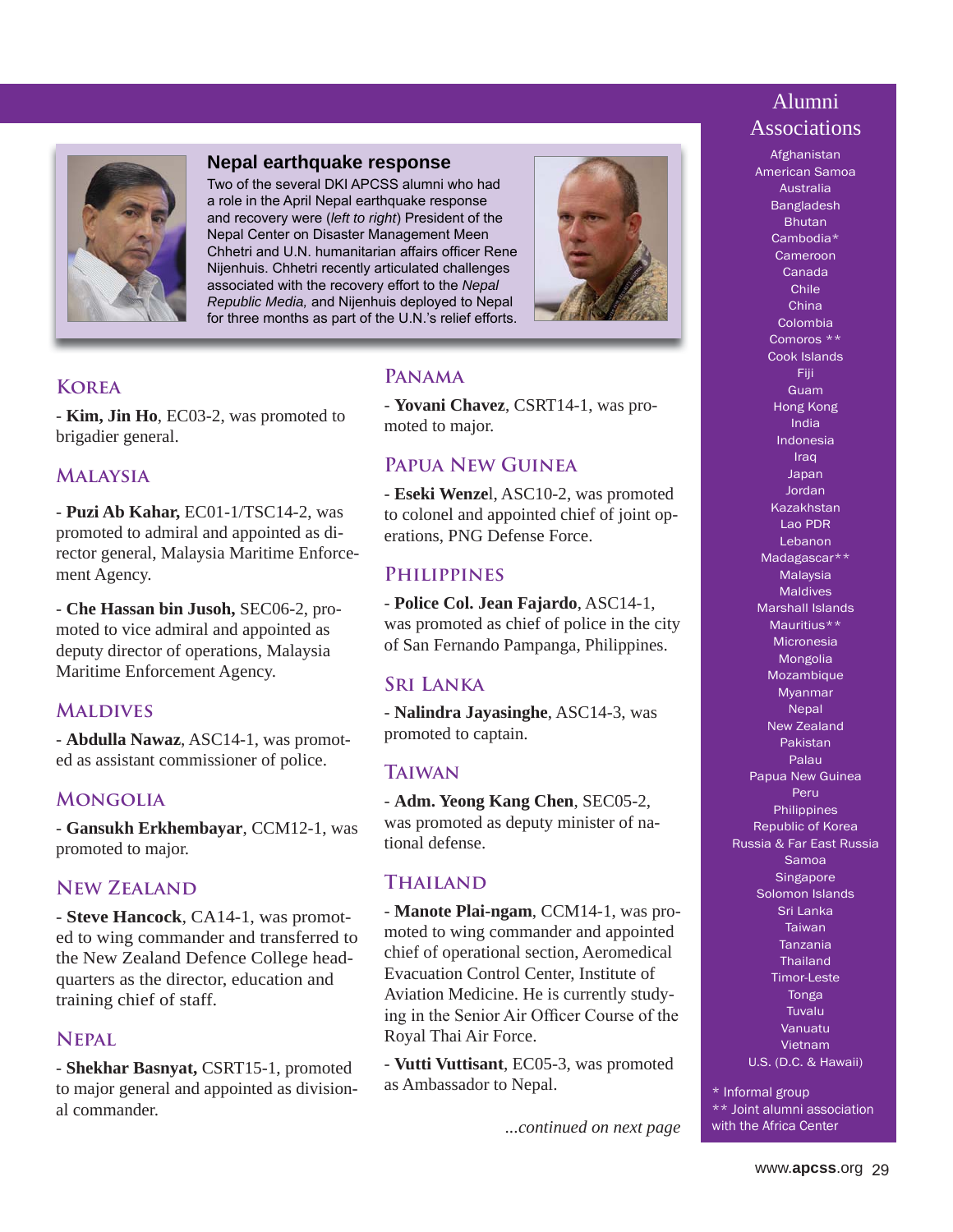## Nepal earthquake response

Two of the several DKI APCSS alumni who had a role in the April Nepal earthquake response and recovery were (*left to right*) President of the Nepal Center on Disaster Management Meen Chhetri and U.N. humanitarian affairs officer Rene Nijenhuis. Chhetri recently articulated challenges associated with the recovery effort to the *Nepal Republic Media,* and Nijenhuis deployed to Nepal for three months as part of the U.N.'s relief efforts.

## Korea

- **Kim, Jin Ho**, EC03-2, was promoted to brigadier general.

## Malaysia

- **Puzi Ab Kahar,** EC01-1/TSC14-2, was promoted to admiral and appointed as director general, Malaysia Maritime Enforcement Agency.

- **Che Hassan bin Jusoh,** SEC06-2, promoted to vice admiral and appointed as deputy director of operations, Malaysia Maritime Enforcement Agency.

## Maldives

- **Abdulla Nawaz**, ASC14-1, was promoted as assistant commissioner of police.

## Mongolia

- **Gansukh Erkhembayar**, CCM12-1, was promoted to major.

## New Zealand

- **Steve Hancock**, CA14-1, was promoted to wing commander and transferred to the New Zealand Defence College headquarters as the director, education and training chief of staff.

## Nepal

- **Shekhar Basnyat,** CSRT15-1, promoted to major general and appointed as divisional commander.

## Panama

- **Yovani Chavez**, CSRT14-1, was promoted to major.

## Papua New Guinea

- **Eseki Wenzel**, ASC10-2, was promoted to colonel and appointed chief of joint operations, PNG Defense Force.

## Philippines

- **Police Col. Jean Fajardo**, ASC14-1, was promoted as chief of police in the city of San Fernando Pampanga, Philippines.

## Sri Lanka

- **Nalindra Jayasinghe**, ASC14-3, was promoted to captain.

## Taiwan

- **Adm. Yeong Kang Chen**, SEC05-2, was promoted as deputy minister of national defense.

## Thailand

- **Manote Plai-ngam**, CCM14-1, was promoted to wing commander and appointed chief of operational section, Aeromedical Evacuation Control Center, Institute of Aviation Medicine. He is currently studying in the Senior Air Officer Course of the Royal Thai Air Force.

- **Vutti Vuttisant**, EC05-3, was promoted as Ambassador to Nepal.

*...continued on next page*

## Alumni Associations

Afghanistan
American Samoa
Australia
Bangladesh
Bhutan
Cambodia*
Cameroon
Canada
Chile
China
Colombia
Comoros **
Cook Islands
Fiji
Guam
Hong Kong
India
Indonesia
Iraq
Japan
Jordan
Kazakhstan
Lao PDR
Lebanon
Madagascar**
Malaysia
Maldives
Marshall Islands
Mauritius**
Micronesia
Mongolia
Mozambique
Myanmar
Nepal
New Zealand
Pakistan
Palau
Papua New Guinea
Peru
Philippines
Republic of Korea
Russia & Far East Russia
Samoa
Singapore
Solomon Islands
Sri Lanka
Taiwan
Tanzania
Thailand
Timor-Leste
Tonga
Tuvalu
Vanuatu
Vietnam
U.S. (D.C. & Hawaii)

* Informal group
** Joint alumni association with the Africa Center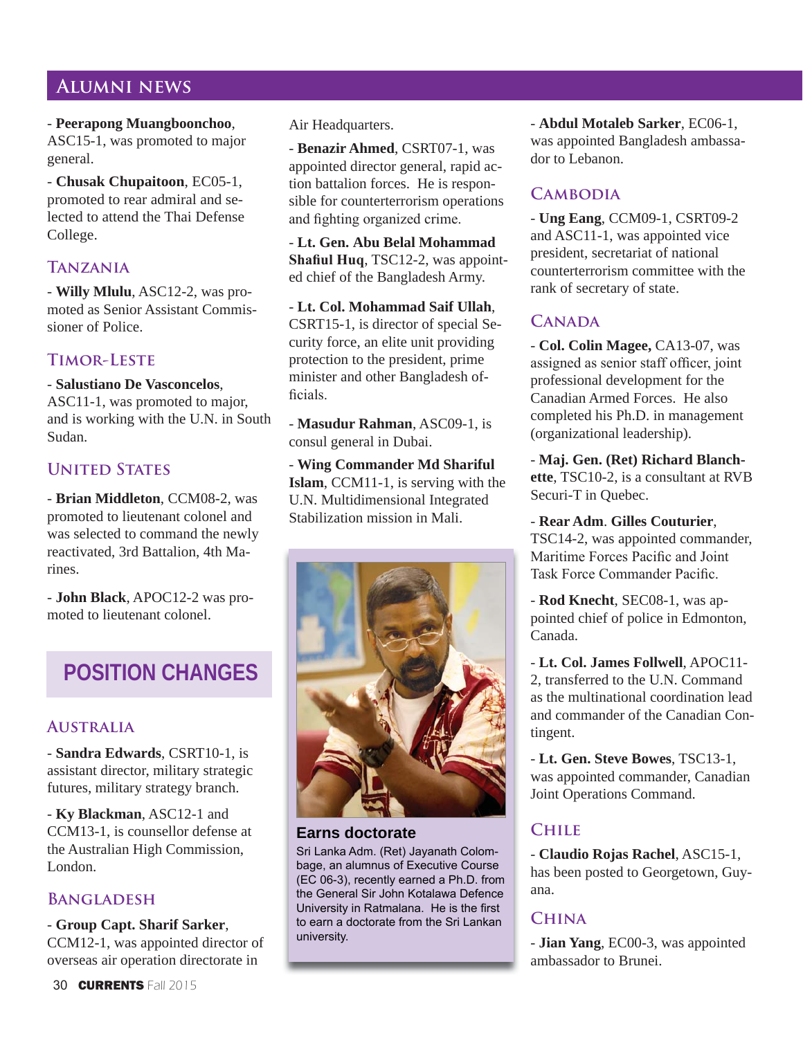# ALUMNI NEWS

- **Peerapong Muangboonchoo**, ASC15-1, was promoted to major general.

- **Chusak Chupaitoon**, EC05-1, promoted to rear admiral and selected to attend the Thai Defense College.

## TANZANIA

- **Willy Mlulu**, ASC12-2, was promoted as Senior Assistant Commissioner of Police.

## TIMOR-LESTE

- **Salustiano De Vasconcelos**, ASC11-1, was promoted to major, and is working with the U.N. in South Sudan.

## UNITED STATES

- **Brian Middleton**, CCM08-2, was promoted to lieutenant colonel and was selected to command the newly reactivated, 3rd Battalion, 4th Marines.

- **John Black**, APOC12-2 was promoted to lieutenant colonel.

# POSITION CHANGES

## AUSTRALIA

- **Sandra Edwards**, CSRT10-1, is assistant director, military strategic futures, military strategy branch.

- **Ky Blackman**, ASC12-1 and CCM13-1, is counsellor defense at the Australian High Commission, London.

## BANGLADESH

- **Group Capt. Sharif Sarker**, CCM12-1, was appointed director of overseas air operation directorate in Air Headquarters.

- **Benazir Ahmed**, CSRT07-1, was appointed director general, rapid action battalion forces. He is responsible for counterterrorism operations and fighting organized crime.

- **Lt. Gen. Abu Belal Mohammad Shafiul Huq**, TSC12-2, was appointed chief of the Bangladesh Army.

- **Lt. Col. Mohammad Saif Ullah**, CSRT15-1, is director of special Security force, an elite unit providing protection to the president, prime minister and other Bangladesh officials.

- **Masudur Rahman**, ASC09-1, is consul general in Dubai.

- **Wing Commander Md Shariful Islam**, CCM11-1, is serving with the U.N. Multidimensional Integrated Stabilization mission in Mali.

**Earns doctorate**

Sri Lanka Adm. (Ret) Jayanath Colombage, an alumnus of Executive Course (EC 06-3), recently earned a Ph.D. from the General Sir John Kotalawa Defence University in Ratmalana. He is the first to earn a doctorate from the Sri Lankan university.

- **Abdul Motaleb Sarker**, EC06-1, was appointed Bangladesh ambassador to Lebanon.

## CAMBODIA

- **Ung Eang**, CCM09-1, CSRT09-2 and ASC11-1, was appointed vice president, secretariat of national counterterrorism committee with the rank of secretary of state.

## CANADA

- **Col. Colin Magee,** CA13-07, was assigned as senior staff officer, joint professional development for the Canadian Armed Forces. He also completed his Ph.D. in management (organizational leadership).

- **Maj. Gen. (Ret) Richard Blanchette**, TSC10-2, is a consultant at RVB Securi-T in Quebec.

- **Rear Adm. Gilles Couturier**, TSC14-2, was appointed commander, Maritime Forces Pacific and Joint Task Force Commander Pacific.

- **Rod Knecht**, SEC08-1, was appointed chief of police in Edmonton, Canada.

- **Lt. Col. James Follwell**, APOC11-2, transferred to the U.N. Command as the multinational coordination lead and commander of the Canadian Contingent.

- **Lt. Gen. Steve Bowes**, TSC13-1, was appointed commander, Canadian Joint Operations Command.

## CHILE

- **Claudio Rojas Rachel**, ASC15-1, has been posted to Georgetown, Guyana.

## CHINA

- **Jian Yang**, EC00-3, was appointed ambassador to Brunei.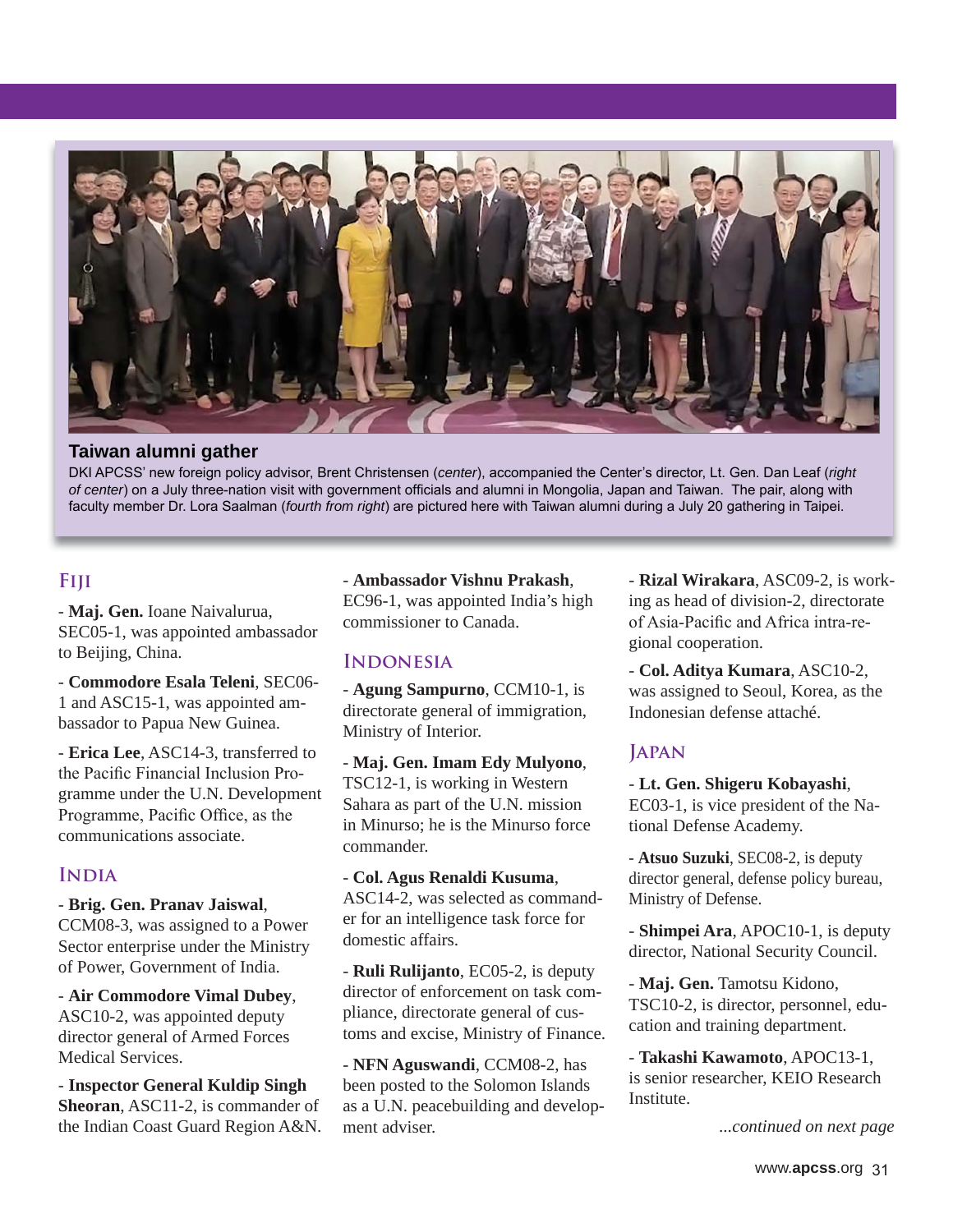**Taiwan alumni gather**

DKI APCSS' new foreign policy advisor, Brent Christensen (*center*), accompanied the Center's director, Lt. Gen. Dan Leaf (*right of center*) on a July three-nation visit with government officials and alumni in Mongolia, Japan and Taiwan. The pair, along with faculty member Dr. Lora Saalman (*fourth from right*) are pictured here with Taiwan alumni during a July 20 gathering in Taipei.

## Fiji

- **Maj. Gen.** Ioane Naivalurua, SEC05-1, was appointed ambassador to Beijing, China.

- **Commodore Esala Teleni**, SEC06-1 and ASC15-1, was appointed ambassador to Papua New Guinea.

- **Erica Lee**, ASC14-3, transferred to the Pacific Financial Inclusion Programme under the U.N. Development Programme, Pacific Office, as the communications associate.

## India

- **Brig. Gen. Pranav Jaiswal**, CCM08-3, was assigned to a Power Sector enterprise under the Ministry of Power, Government of India.

- **Air Commodore Vimal Dubey**, ASC10-2, was appointed deputy director general of Armed Forces Medical Services.

- **Inspector General Kuldip Singh Sheoran**, ASC11-2, is commander of the Indian Coast Guard Region A&N.

- **Ambassador Vishnu Prakash**, EC96-1, was appointed India's high commissioner to Canada.

## Indonesia

- **Agung Sampurno**, CCM10-1, is directorate general of immigration, Ministry of Interior.

- **Maj. Gen. Imam Edy Mulyono**, TSC12-1, is working in Western Sahara as part of the U.N. mission in Minurso; he is the Minurso force commander.

- **Col. Agus Renaldi Kusuma**, ASC14-2, was selected as commander for an intelligence task force for domestic affairs.

- **Ruli Rulijanto**, EC05-2, is deputy director of enforcement on task compliance, directorate general of customs and excise, Ministry of Finance.

- **NFN Aguswandi**, CCM08-2, has been posted to the Solomon Islands as a U.N. peacebuilding and development adviser.

- **Rizal Wirakara**, ASC09-2, is working as head of division-2, directorate of Asia-Pacific and Africa intra-regional cooperation.

- **Col. Aditya Kumara**, ASC10-2, was assigned to Seoul, Korea, as the Indonesian defense attaché.

## Japan

- **Lt. Gen. Shigeru Kobayashi**, EC03-1, is vice president of the National Defense Academy.

- **Atsuo Suzuki**, SEC08-2, is deputy director general, defense policy bureau, Ministry of Defense.

- **Shimpei Ara**, APOC10-1, is deputy director, National Security Council.

- **Maj. Gen.** Tamotsu Kidono, TSC10-2, is director, personnel, education and training department.

- **Takashi Kawamoto**, APOC13-1, is senior researcher, KEIO Research Institute.

*...continued on next page*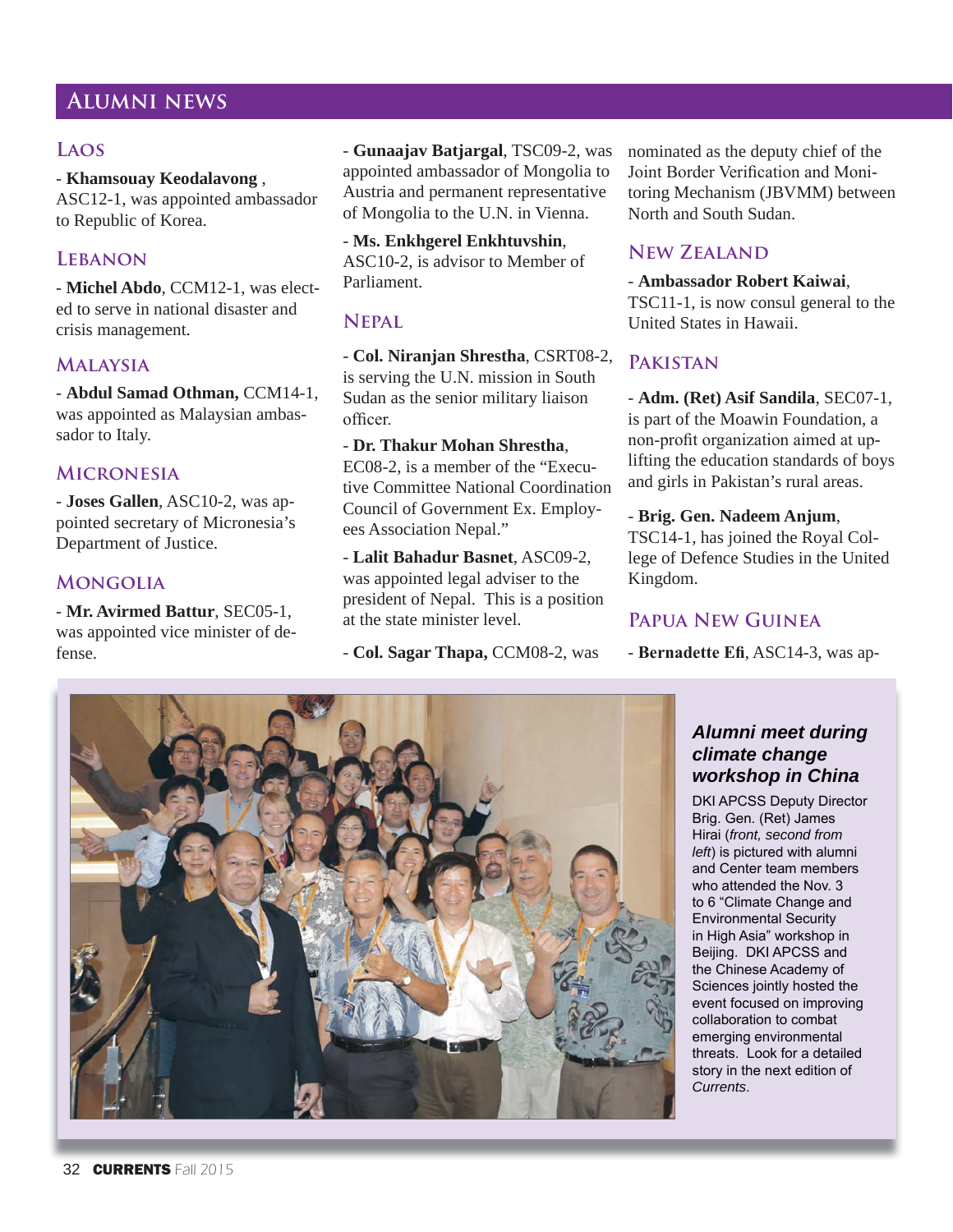# Alumni news

## Laos

- **Khamsouay Keodalavong** , ASC12-1, was appointed ambassador to Republic of Korea.

## Lebanon

- **Michel Abdo**, CCM12-1, was elected to serve in national disaster and crisis management.

## Malaysia

- **Abdul Samad Othman,** CCM14-1, was appointed as Malaysian ambassador to Italy.

## Micronesia

- **Joses Gallen**, ASC10-2, was appointed secretary of Micronesia's Department of Justice.

## Mongolia

- **Mr. Avirmed Battur**, SEC05-1, was appointed vice minister of defense.

- **Gunaajav Batjargal**, TSC09-2, was appointed ambassador of Mongolia to Austria and permanent representative of Mongolia to the U.N. in Vienna.

- **Ms. Enkhgerel Enkhtuvshin**, ASC10-2, is advisor to Member of Parliament.

## Nepal

- **Col. Niranjan Shrestha**, CSRT08-2, is serving the U.N. mission in South Sudan as the senior military liaison officer.

- **Dr. Thakur Mohan Shrestha**, EC08-2, is a member of the "Executive Committee National Coordination Council of Government Ex. Employees Association Nepal."

- **Lalit Bahadur Basnet**, ASC09-2, was appointed legal adviser to the president of Nepal. This is a position at the state minister level.

- **Col. Sagar Thapa,** CCM08-2, was nominated as the deputy chief of the Joint Border Verification and Monitoring Mechanism (JBVMM) between North and South Sudan.

## New Zealand

- **Ambassador Robert Kaiwai**, TSC11-1, is now consul general to the United States in Hawaii.

## Pakistan

- **Adm. (Ret) Asif Sandila**, SEC07-1, is part of the Moawin Foundation, a non-profit organization aimed at uplifting the education standards of boys and girls in Pakistan's rural areas.

- **Brig. Gen. Nadeem Anjum**, TSC14-1, has joined the Royal College of Defence Studies in the United Kingdom.

## Papua New Guinea

- **Bernadette Efi**, ASC14-3, was ap-

***Alumni meet during climate change workshop in China***

DKI APCSS Deputy Director Brig. Gen. (Ret) James Hirai (*front, second from left*) is pictured with alumni and Center team members who attended the Nov. 3 to 6 "Climate Change and Environmental Security in High Asia" workshop in Beijing. DKI APCSS and the Chinese Academy of Sciences jointly hosted the event focused on improving collaboration to combat emerging environmental threats. Look for a detailed story in the next edition of *Currents*.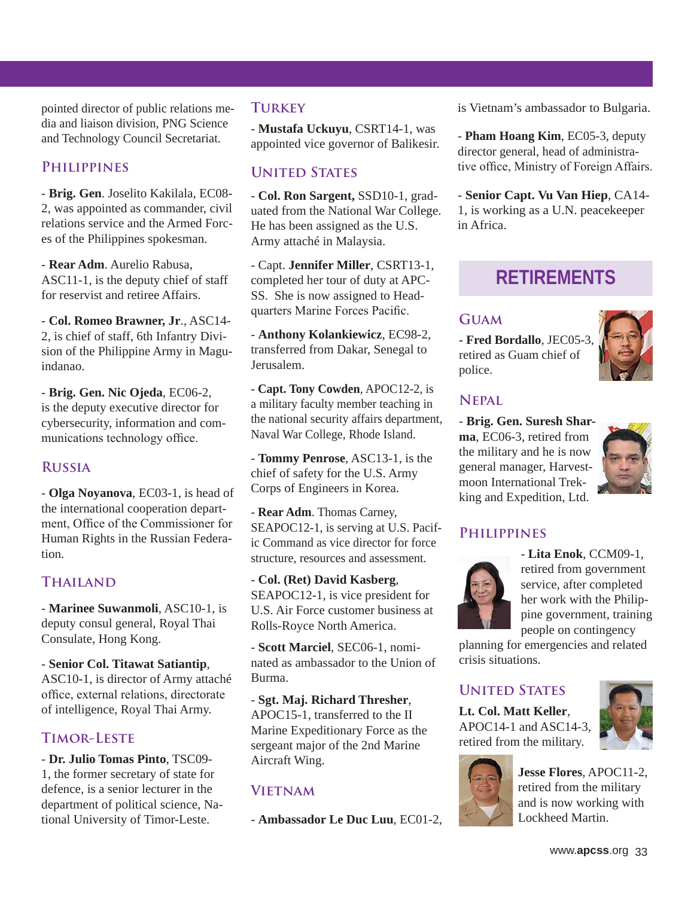pointed director of public relations media and liaison division, PNG Science and Technology Council Secretariat.

## Philippines

- **Brig. Gen**. Joselito Kakilala, EC08-2, was appointed as commander, civil relations service and the Armed Forces of the Philippines spokesman.

- **Rear Adm**. Aurelio Rabusa, ASC11-1, is the deputy chief of staff for reservist and retiree Affairs.

- **Col. Romeo Brawner, Jr**., ASC14-2, is chief of staff, 6th Infantry Division of the Philippine Army in Maguindanao.

- **Brig. Gen. Nic Ojeda**, EC06-2, is the deputy executive director for cybersecurity, information and communications technology office.

## Russia

- **Olga Noyanova**, EC03-1, is head of the international cooperation department, Office of the Commissioner for Human Rights in the Russian Federation.

## Thailand

- **Marinee Suwanmoli**, ASC10-1, is deputy consul general, Royal Thai Consulate, Hong Kong.

- **Senior Col. Titawat Satiantip**, ASC10-1, is director of Army attaché office, external relations, directorate of intelligence, Royal Thai Army.

## Timor-Leste

- **Dr. Julio Tomas Pinto**, TSC09-1, the former secretary of state for defence, is a senior lecturer in the department of political science, National University of Timor-Leste.

## Turkey

- **Mustafa Uckuyu**, CSRT14-1, was appointed vice governor of Balikesir.

## United States

- **Col. Ron Sargent,** SSD10-1, graduated from the National War College. He has been assigned as the U.S. Army attaché in Malaysia.

- Capt. **Jennifer Miller**, CSRT13-1, completed her tour of duty at APCSS. She is now assigned to Headquarters Marine Forces Pacific.

- **Anthony Kolankiewicz**, EC98-2, transferred from Dakar, Senegal to Jerusalem.

- **Capt. Tony Cowden**, APOC12-2, is a military faculty member teaching in the national security affairs department, Naval War College, Rhode Island.

- **Tommy Penrose**, ASC13-1, is the chief of safety for the U.S. Army Corps of Engineers in Korea.

- **Rear Adm**. Thomas Carney, SEAPOC12-1, is serving at U.S. Pacific Command as vice director for force structure, resources and assessment.

- **Col. (Ret) David Kasberg**, SEAPOC12-1, is vice president for U.S. Air Force customer business at Rolls-Royce North America.

- **Scott Marciel**, SEC06-1, nominated as ambassador to the Union of Burma.

- **Sgt. Maj. Richard Thresher**, APOC15-1, transferred to the II Marine Expeditionary Force as the sergeant major of the 2nd Marine Aircraft Wing.

## Vietnam

- **Ambassador Le Duc Luu**, EC01-2, is Vietnam's ambassador to Bulgaria.

- **Pham Hoang Kim**, EC05-3, deputy director general, head of administrative office, Ministry of Foreign Affairs.

- **Senior Capt. Vu Van Hiep**, CA14-1, is working as a U.N. peacekeeper in Africa.

# RETIREMENTS

## Guam

- **Fred Bordallo**, JEC05-3, retired as Guam chief of police.

## Nepal

- **Brig. Gen. Suresh Sharma**, EC06-3, retired from the military and he is now general manager, Harvestmoon International Trekking and Expedition, Ltd.

## Philippines

- **Lita Enok**, CCM09-1, retired from government service, after completed her work with the Philippine government, training people on contingency planning for emergencies and related crisis situations.

## United States

**Lt. Col. Matt Keller**, APOC14-1 and ASC14-3, retired from the military.

**Jesse Flores**, APOC11-2, retired from the military and is now working with Lockheed Martin.